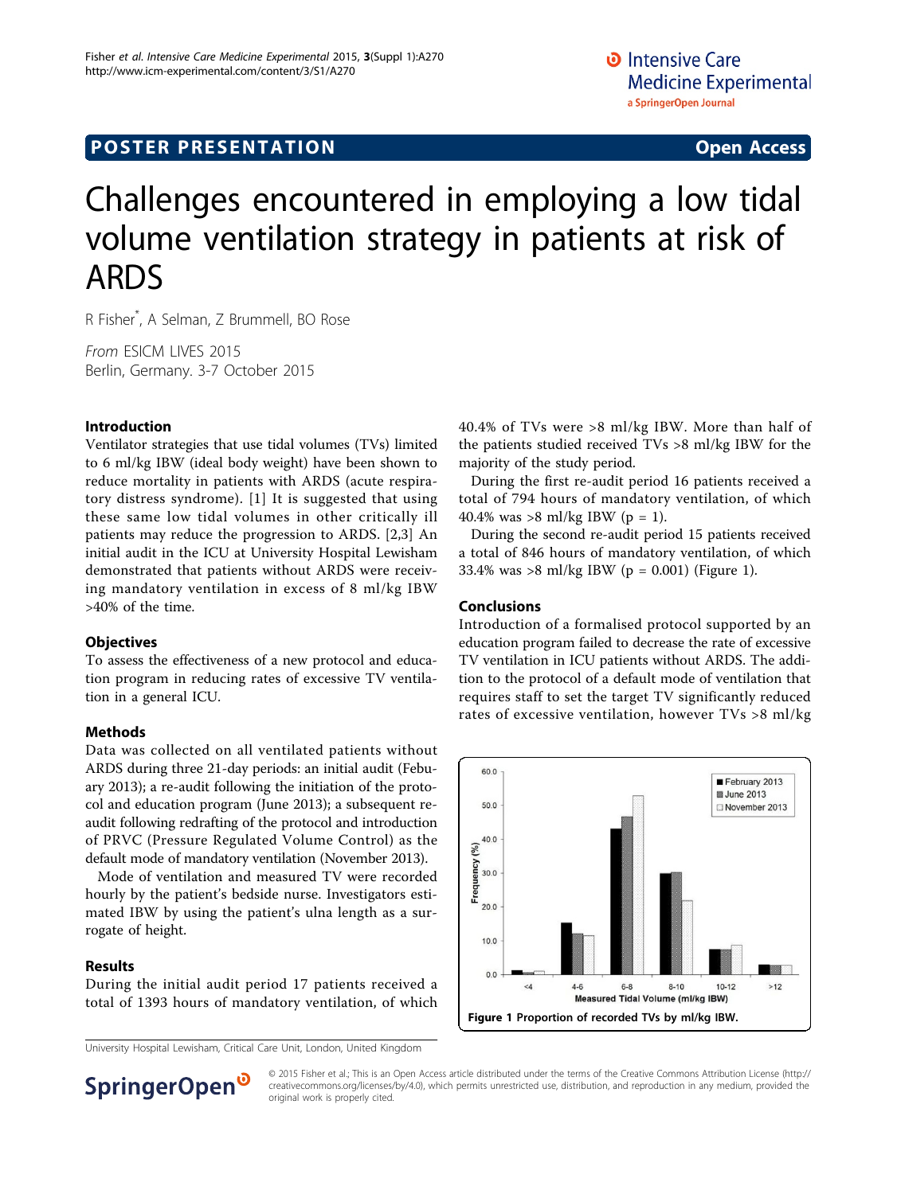POSTER PRESENTATION | Open Access

# Challenges encountered in employing a low tidal volume ventilation strategy in patients at risk of ARDS

R Fisher*, A Selman, Z Brummell, BO Rose

*From* ESICM LIVES 2015
Berlin, Germany. 3-7 October 2015

## Introduction

Ventilator strategies that use tidal volumes (TVs) limited to 6 ml/kg IBW (ideal body weight) have been shown to reduce mortality in patients with ARDS (acute respiratory distress syndrome). [1] It is suggested that using these same low tidal volumes in other critically ill patients may reduce the progression to ARDS. [2,3] An initial audit in the ICU at University Hospital Lewisham demonstrated that patients without ARDS were receiving mandatory ventilation in excess of 8 ml/kg IBW >40% of the time.

## Objectives

To assess the effectiveness of a new protocol and education program in reducing rates of excessive TV ventilation in a general ICU.

## Methods

Data was collected on all ventilated patients without ARDS during three 21-day periods: an initial audit (Febuary 2013); a re-audit following the initiation of the protocol and education program (June 2013); a subsequent re-audit following redrafting of the protocol and introduction of PRVC (Pressure Regulated Volume Control) as the default mode of mandatory ventilation (November 2013).

Mode of ventilation and measured TV were recorded hourly by the patient's bedside nurse. Investigators estimated IBW by using the patient's ulna length as a surrogate of height.

## Results

During the initial audit period 17 patients received a total of 1393 hours of mandatory ventilation, of which 40.4% of TVs were >8 ml/kg IBW. More than half of the patients studied received TVs >8 ml/kg IBW for the majority of the study period.

During the first re-audit period 16 patients received a total of 794 hours of mandatory ventilation, of which 40.4% was >8 ml/kg IBW ($p = 1$).

During the second re-audit period 15 patients received a total of 846 hours of mandatory ventilation, of which 33.4% was >8 ml/kg IBW ($p = 0.001$) (Figure 1).

## Conclusions

Introduction of a formalised protocol supported by an education program failed to decrease the rate of excessive TV ventilation in ICU patients without ARDS. The addition to the protocol of a default mode of ventilation that requires staff to set the target TV significantly reduced rates of excessive ventilation, however TVs >8 ml/kg

**Figure 1** Proportion of recorded TVs by ml/kg IBW.

University Hospital Lewisham, Critical Care Unit, London, United Kingdom

© 2015 Fisher et al.; This is an Open Access article distributed under the terms of the Creative Commons Attribution License (http://creativecommons.org/licenses/by/4.0), which permits unrestricted use, distribution, and reproduction in any medium, provided the original work is properly cited.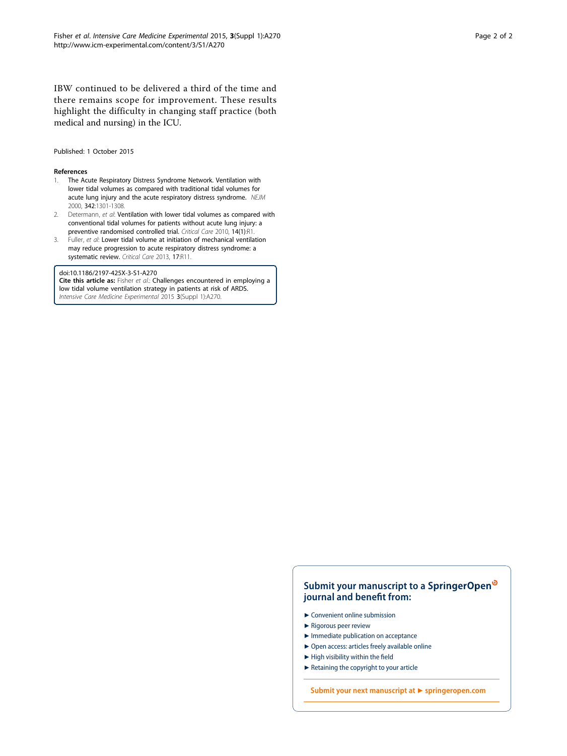IBW continued to be delivered a third of the time and there remains scope for improvement. These results highlight the difficulty in changing staff practice (both medical and nursing) in the ICU.

Published: 1 October 2015

**References**

1. The Acute Respiratory Distress Syndrome Network. Ventilation with lower tidal volumes as compared with traditional tidal volumes for acute lung injury and the acute respiratory distress syndrome. *NEJM* 2000, **342**:1301-1308.
2. Determann, *et al*: Ventilation with lower tidal volumes as compared with conventional tidal volumes for patients without acute lung injury: a preventive randomised controlled trial. *Critical Care* 2010, **14(1)**:R1.
3. Fuller, *et al*: Lower tidal volume at initiation of mechanical ventilation may reduce progression to acute respiratory distress syndrome: a systematic review. *Critical Care* 2013, **17**:R11.

doi:10.1186/2197-425X-3-S1-A270
**Cite this article as:** Fisher *et al.*: Challenges encountered in employing a low tidal volume ventilation strategy in patients at risk of ARDS. *Intensive Care Medicine Experimental* 2015 **3**(Suppl 1):A270.

**Submit your manuscript to a SpringerOpen journal and benefit from:**

- ► Convenient online submission
- ► Rigorous peer review
- ► Immediate publication on acceptance
- ► Open access: articles freely available online
- ► High visibility within the field
- ► Retaining the copyright to your article

**Submit your next manuscript at ► springeropen.com**